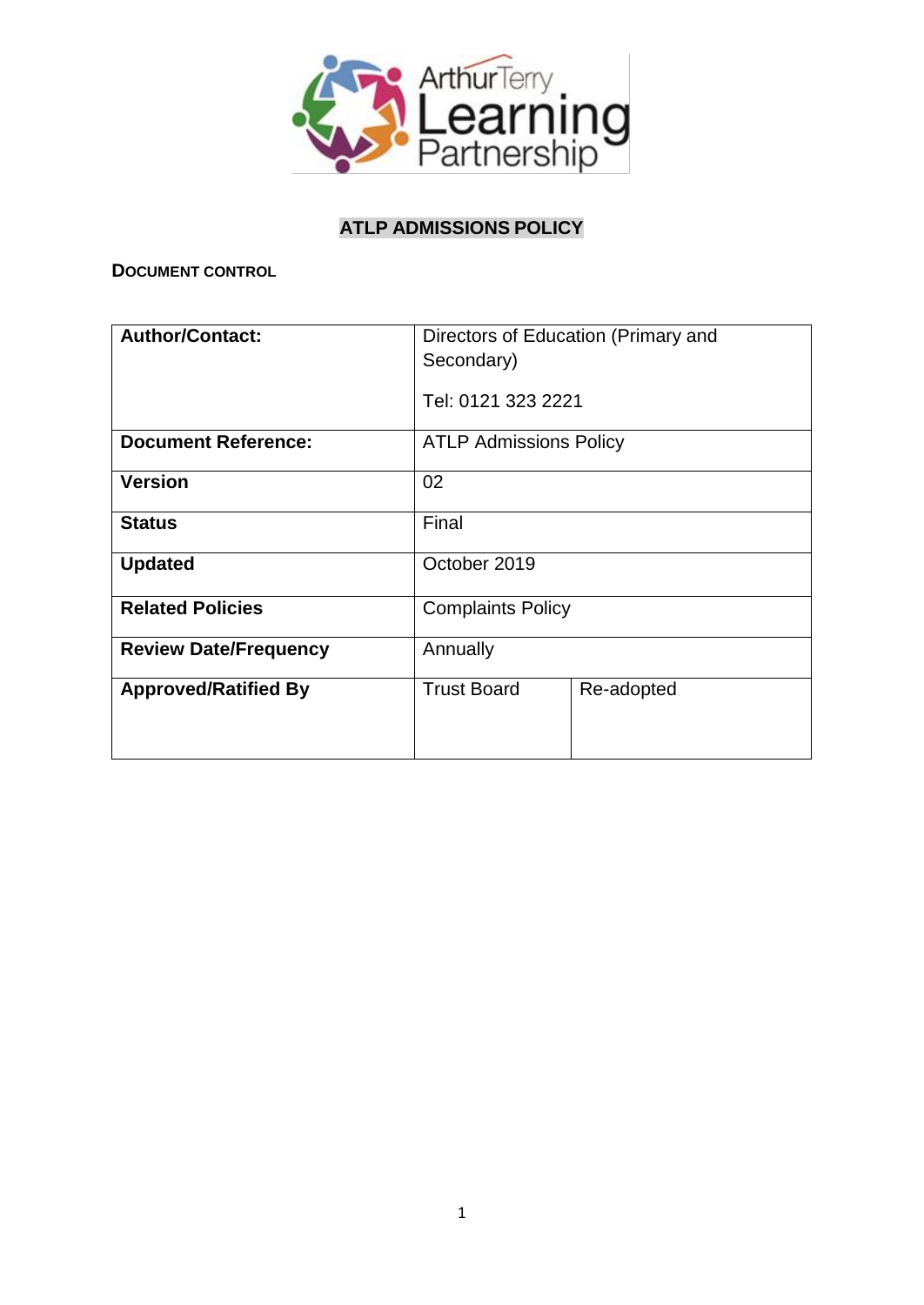# ATLP ADMISSIONS POLICY

**DOCUMENT CONTROL**

| | | |
|---|---|---|
| **Author/Contact:** | Directors of Education (Primary and Secondary)<br><br>Tel: 0121 323 2221 | |
| **Document Reference:** | ATLP Admissions Policy | |
| **Version** | 02 | |
| **Status** | Final | |
| **Updated** | October 2019 | |
| **Related Policies** | Complaints Policy | |
| **Review Date/Frequency** | Annually | |
| **Approved/Ratified By** | Trust Board | Re-adopted |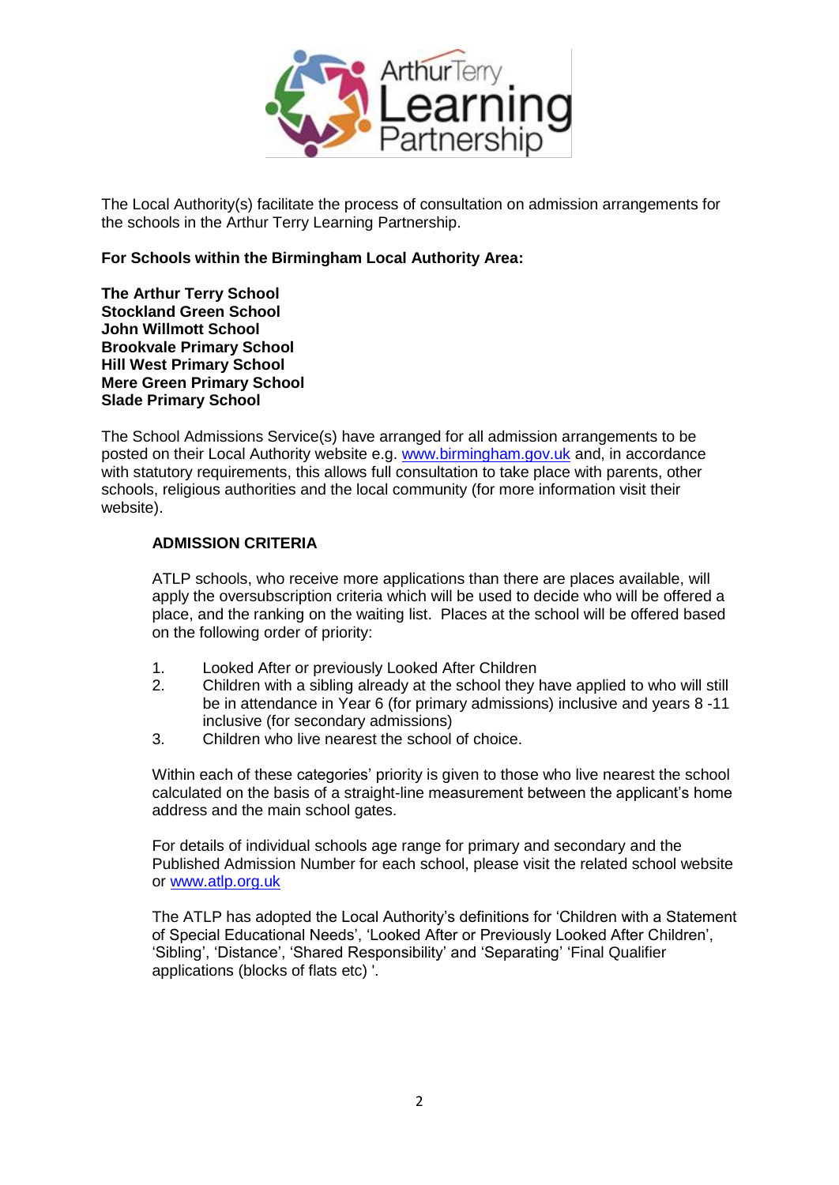The Local Authority(s) facilitate the process of consultation on admission arrangements for the schools in the Arthur Terry Learning Partnership.

**For Schools within the Birmingham Local Authority Area:**

**The Arthur Terry School**
**Stockland Green School**
**John Willmott School**
**Brookvale Primary School**
**Hill West Primary School**
**Mere Green Primary School**
**Slade Primary School**

The School Admissions Service(s) have arranged for all admission arrangements to be posted on their Local Authority website e.g. www.birmingham.gov.uk and, in accordance with statutory requirements, this allows full consultation to take place with parents, other schools, religious authorities and the local community (for more information visit their website).

## ADMISSION CRITERIA

ATLP schools, who receive more applications than there are places available, will apply the oversubscription criteria which will be used to decide who will be offered a place, and the ranking on the waiting list. Places at the school will be offered based on the following order of priority:

1. Looked After or previously Looked After Children
2. Children with a sibling already at the school they have applied to who will still be in attendance in Year 6 (for primary admissions) inclusive and years 8 -11 inclusive (for secondary admissions)
3. Children who live nearest the school of choice.

Within each of these categories' priority is given to those who live nearest the school calculated on the basis of a straight-line measurement between the applicant's home address and the main school gates.

For details of individual schools age range for primary and secondary and the Published Admission Number for each school, please visit the related school website or www.atlp.org.uk

The ATLP has adopted the Local Authority's definitions for 'Children with a Statement of Special Educational Needs', 'Looked After or Previously Looked After Children', 'Sibling', 'Distance', 'Shared Responsibility' and 'Separating' 'Final Qualifier applications (blocks of flats etc) '.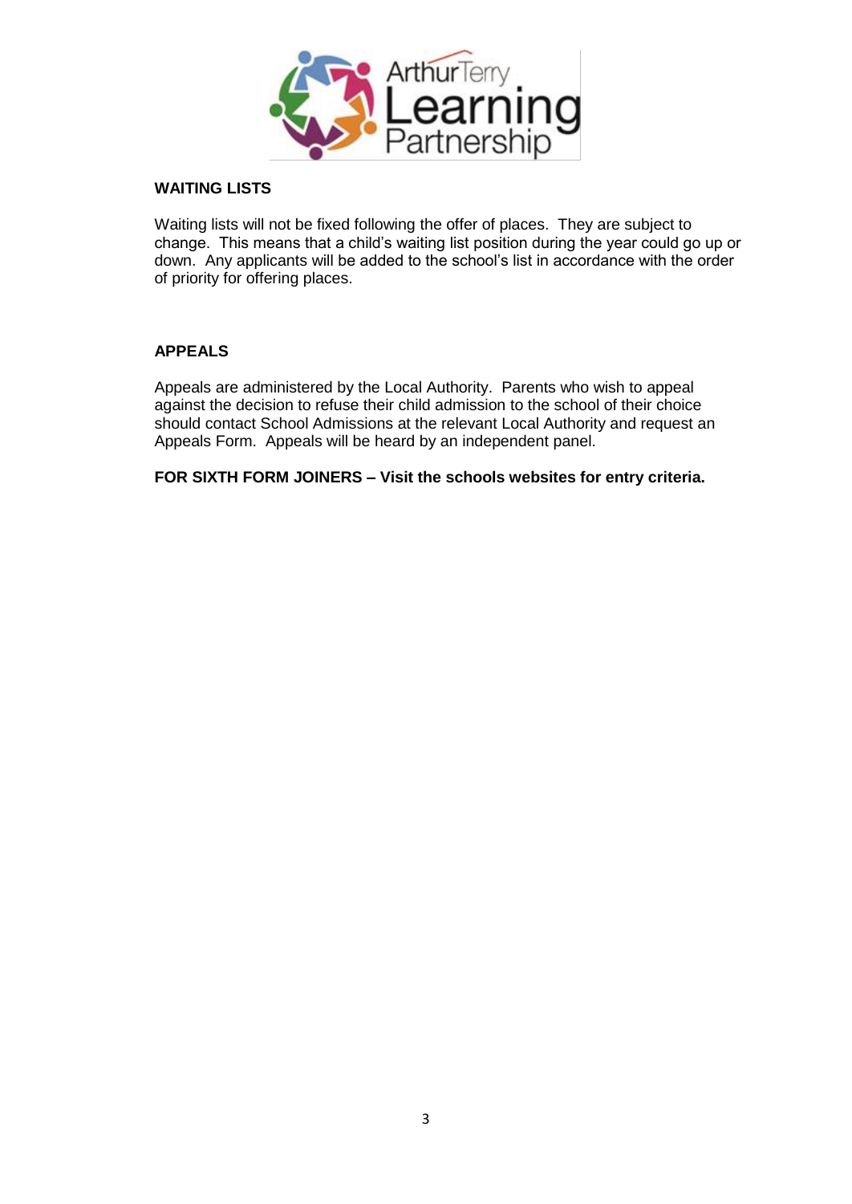## WAITING LISTS

Waiting lists will not be fixed following the offer of places. They are subject to change. This means that a child's waiting list position during the year could go up or down. Any applicants will be added to the school's list in accordance with the order of priority for offering places.

## APPEALS

Appeals are administered by the Local Authority. Parents who wish to appeal against the decision to refuse their child admission to the school of their choice should contact School Admissions at the relevant Local Authority and request an Appeals Form. Appeals will be heard by an independent panel.

**FOR SIXTH FORM JOINERS – Visit the schools websites for entry criteria.**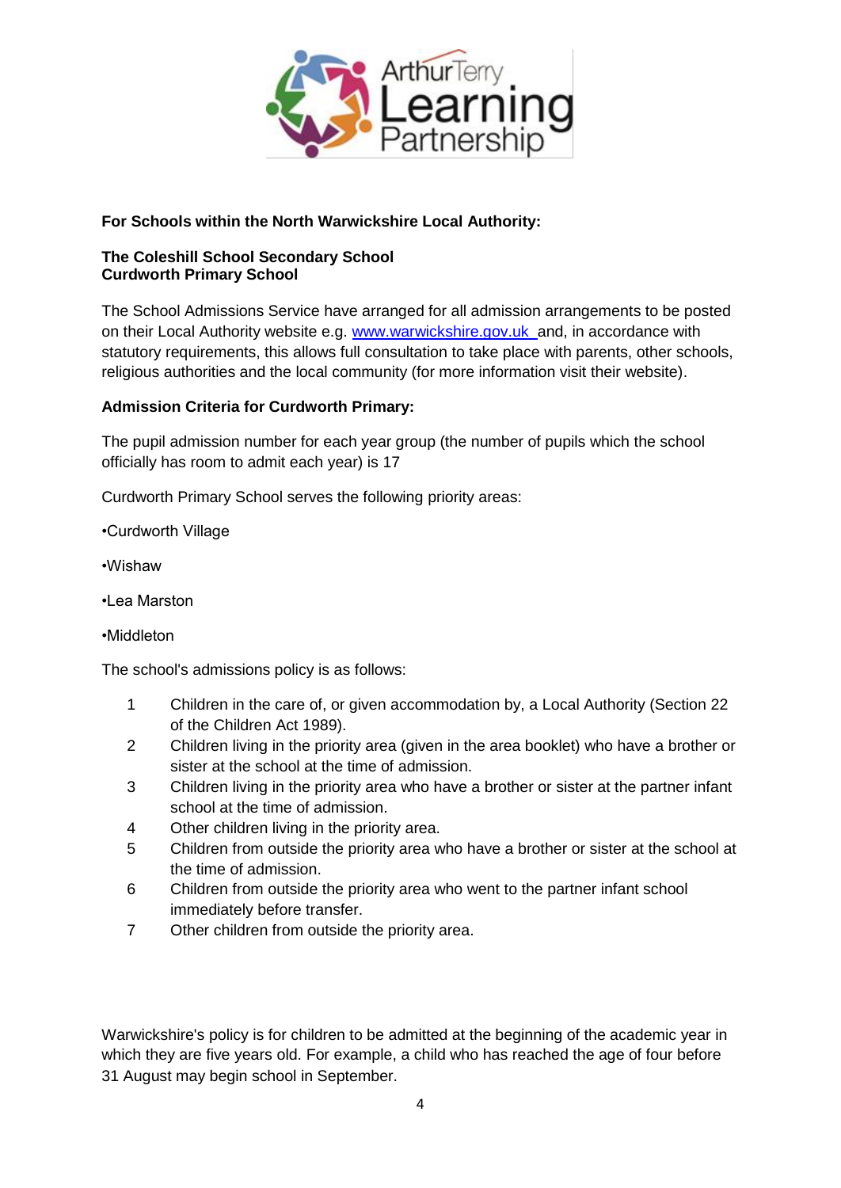**For Schools within the North Warwickshire Local Authority:**

**The Coleshill School Secondary School**
**Curdworth Primary School**

The School Admissions Service have arranged for all admission arrangements to be posted on their Local Authority website e.g. www.warwickshire.gov.uk and, in accordance with statutory requirements, this allows full consultation to take place with parents, other schools, religious authorities and the local community (for more information visit their website).

**Admission Criteria for Curdworth Primary:**

The pupil admission number for each year group (the number of pupils which the school officially has room to admit each year) is 17

Curdworth Primary School serves the following priority areas:

•Curdworth Village

•Wishaw

•Lea Marston

•Middleton

The school's admissions policy is as follows:

1. Children in the care of, or given accommodation by, a Local Authority (Section 22 of the Children Act 1989).
2. Children living in the priority area (given in the area booklet) who have a brother or sister at the school at the time of admission.
3. Children living in the priority area who have a brother or sister at the partner infant school at the time of admission.
4. Other children living in the priority area.
5. Children from outside the priority area who have a brother or sister at the school at the time of admission.
6. Children from outside the priority area who went to the partner infant school immediately before transfer.
7. Other children from outside the priority area.

Warwickshire's policy is for children to be admitted at the beginning of the academic year in which they are five years old. For example, a child who has reached the age of four before 31 August may begin school in September.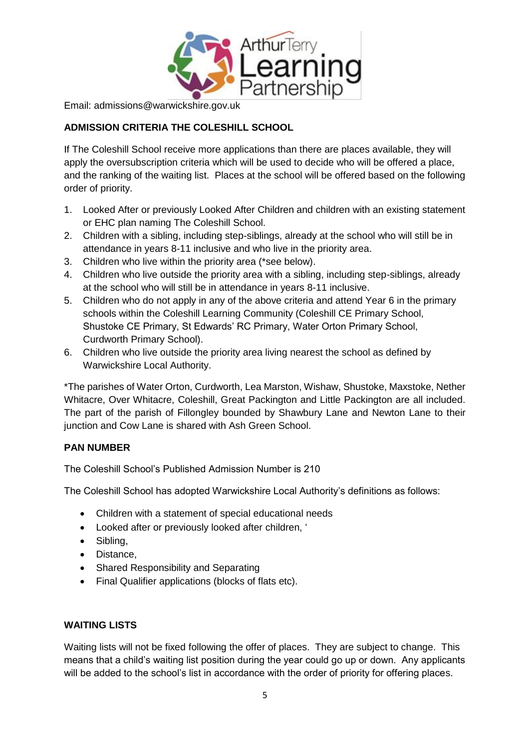Email: admissions@warwickshire.gov.uk

**ADMISSION CRITERIA THE COLESHILL SCHOOL**

If The Coleshill School receive more applications than there are places available, they will apply the oversubscription criteria which will be used to decide who will be offered a place, and the ranking of the waiting list. Places at the school will be offered based on the following order of priority.

1. Looked After or previously Looked After Children and children with an existing statement or EHC plan naming The Coleshill School.
2. Children with a sibling, including step-siblings, already at the school who will still be in attendance in years 8-11 inclusive and who live in the priority area.
3. Children who live within the priority area (*see below).
4. Children who live outside the priority area with a sibling, including step-siblings, already at the school who will still be in attendance in years 8-11 inclusive.
5. Children who do not apply in any of the above criteria and attend Year 6 in the primary schools within the Coleshill Learning Community (Coleshill CE Primary School, Shustoke CE Primary, St Edwards' RC Primary, Water Orton Primary School, Curdworth Primary School).
6. Children who live outside the priority area living nearest the school as defined by Warwickshire Local Authority.

*The parishes of Water Orton, Curdworth, Lea Marston, Wishaw, Shustoke, Maxstoke, Nether Whitacre, Over Whitacre, Coleshill, Great Packington and Little Packington are all included. The part of the parish of Fillongley bounded by Shawbury Lane and Newton Lane to their junction and Cow Lane is shared with Ash Green School.

**PAN NUMBER**

The Coleshill School's Published Admission Number is 210

The Coleshill School has adopted Warwickshire Local Authority's definitions as follows:

- Children with a statement of special educational needs
- Looked after or previously looked after children, '
- Sibling,
- Distance,
- Shared Responsibility and Separating
- Final Qualifier applications (blocks of flats etc).

**WAITING LISTS**

Waiting lists will not be fixed following the offer of places. They are subject to change. This means that a child's waiting list position during the year could go up or down. Any applicants will be added to the school's list in accordance with the order of priority for offering places.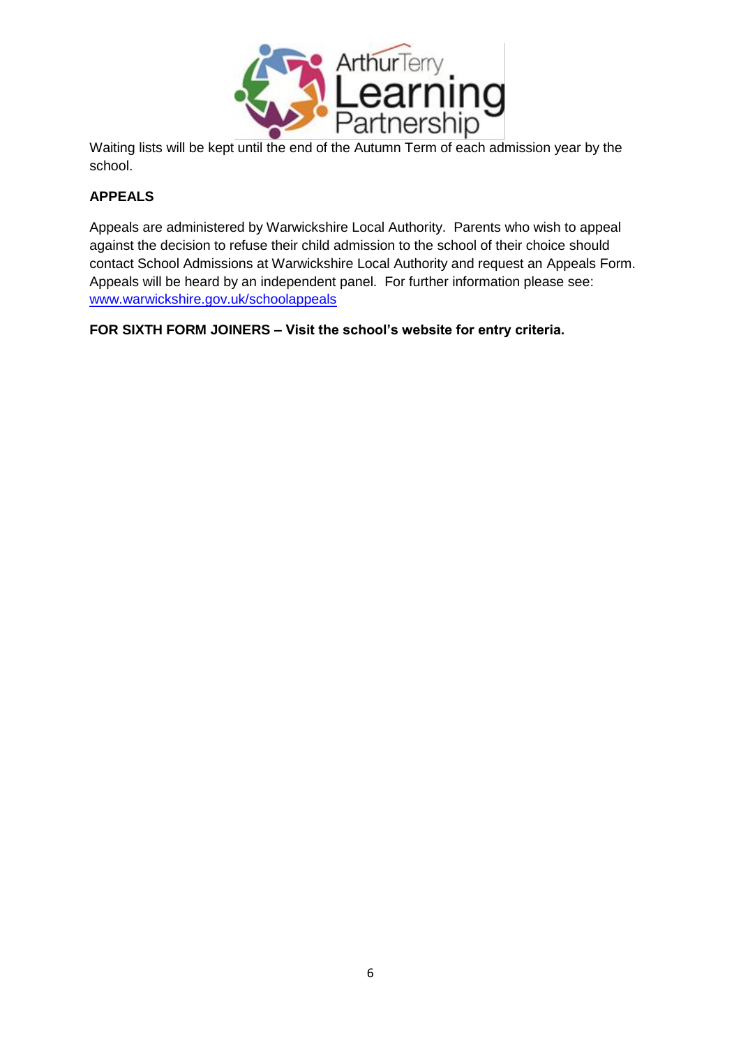Waiting lists will be kept until the end of the Autumn Term of each admission year by the school.

## APPEALS

Appeals are administered by Warwickshire Local Authority. Parents who wish to appeal against the decision to refuse their child admission to the school of their choice should contact School Admissions at Warwickshire Local Authority and request an Appeals Form. Appeals will be heard by an independent panel. For further information please see: [www.warwickshire.gov.uk/schoolappeals](http://www.warwickshire.gov.uk/schoolappeals)

**FOR SIXTH FORM JOINERS – Visit the school's website for entry criteria.**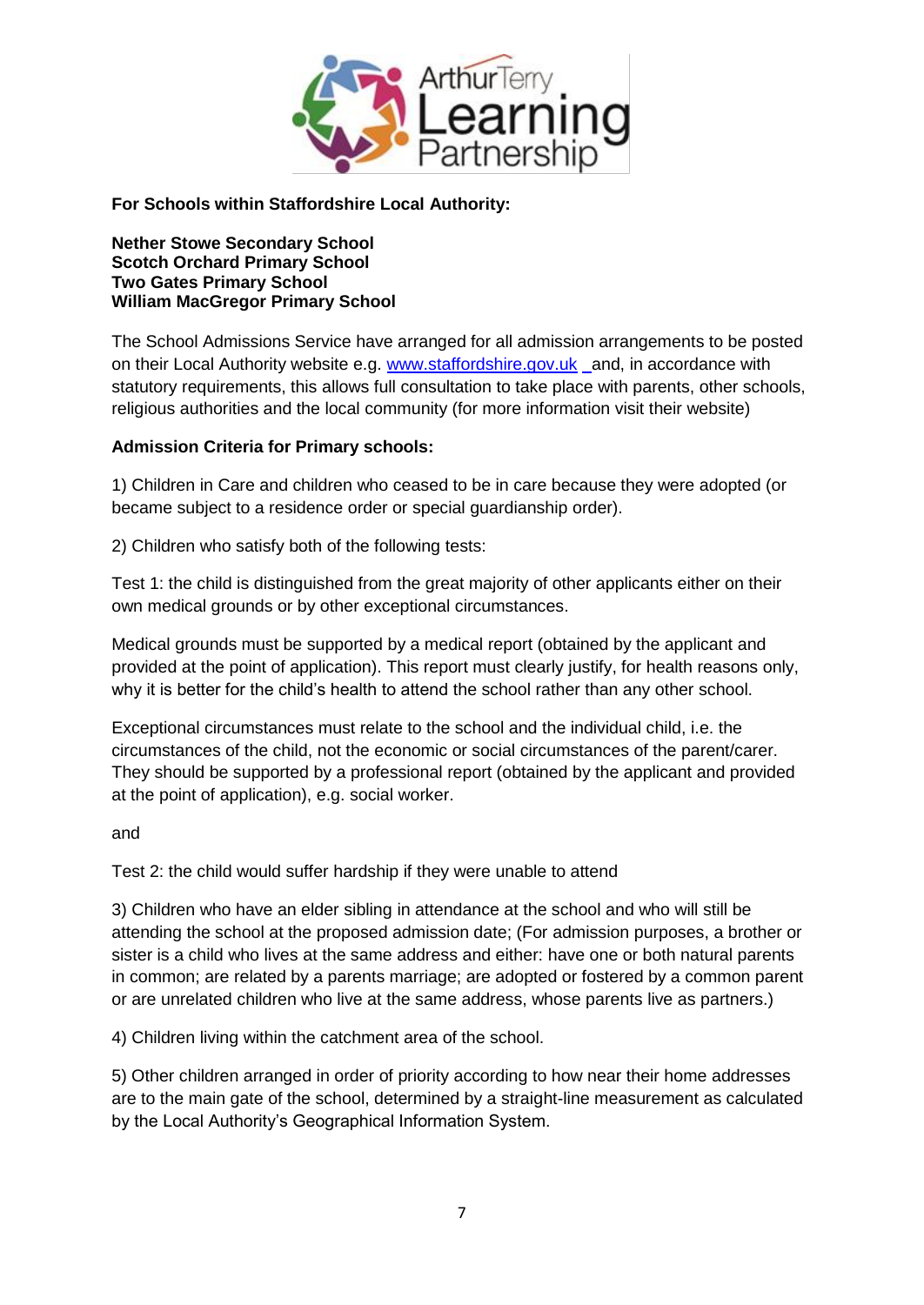**For Schools within Staffordshire Local Authority:**

**Nether Stowe Secondary School**
**Scotch Orchard Primary School**
**Two Gates Primary School**
**William MacGregor Primary School**

The School Admissions Service have arranged for all admission arrangements to be posted on their Local Authority website e.g. www.staffordshire.gov.uk and, in accordance with statutory requirements, this allows full consultation to take place with parents, other schools, religious authorities and the local community (for more information visit their website)

**Admission Criteria for Primary schools:**

1) Children in Care and children who ceased to be in care because they were adopted (or became subject to a residence order or special guardianship order).

2) Children who satisfy both of the following tests:

Test 1: the child is distinguished from the great majority of other applicants either on their own medical grounds or by other exceptional circumstances.

Medical grounds must be supported by a medical report (obtained by the applicant and provided at the point of application). This report must clearly justify, for health reasons only, why it is better for the child's health to attend the school rather than any other school.

Exceptional circumstances must relate to the school and the individual child, i.e. the circumstances of the child, not the economic or social circumstances of the parent/carer. They should be supported by a professional report (obtained by the applicant and provided at the point of application), e.g. social worker.

and

Test 2: the child would suffer hardship if they were unable to attend

3) Children who have an elder sibling in attendance at the school and who will still be attending the school at the proposed admission date; (For admission purposes, a brother or sister is a child who lives at the same address and either: have one or both natural parents in common; are related by a parents marriage; are adopted or fostered by a common parent or are unrelated children who live at the same address, whose parents live as partners.)

4) Children living within the catchment area of the school.

5) Other children arranged in order of priority according to how near their home addresses are to the main gate of the school, determined by a straight-line measurement as calculated by the Local Authority's Geographical Information System.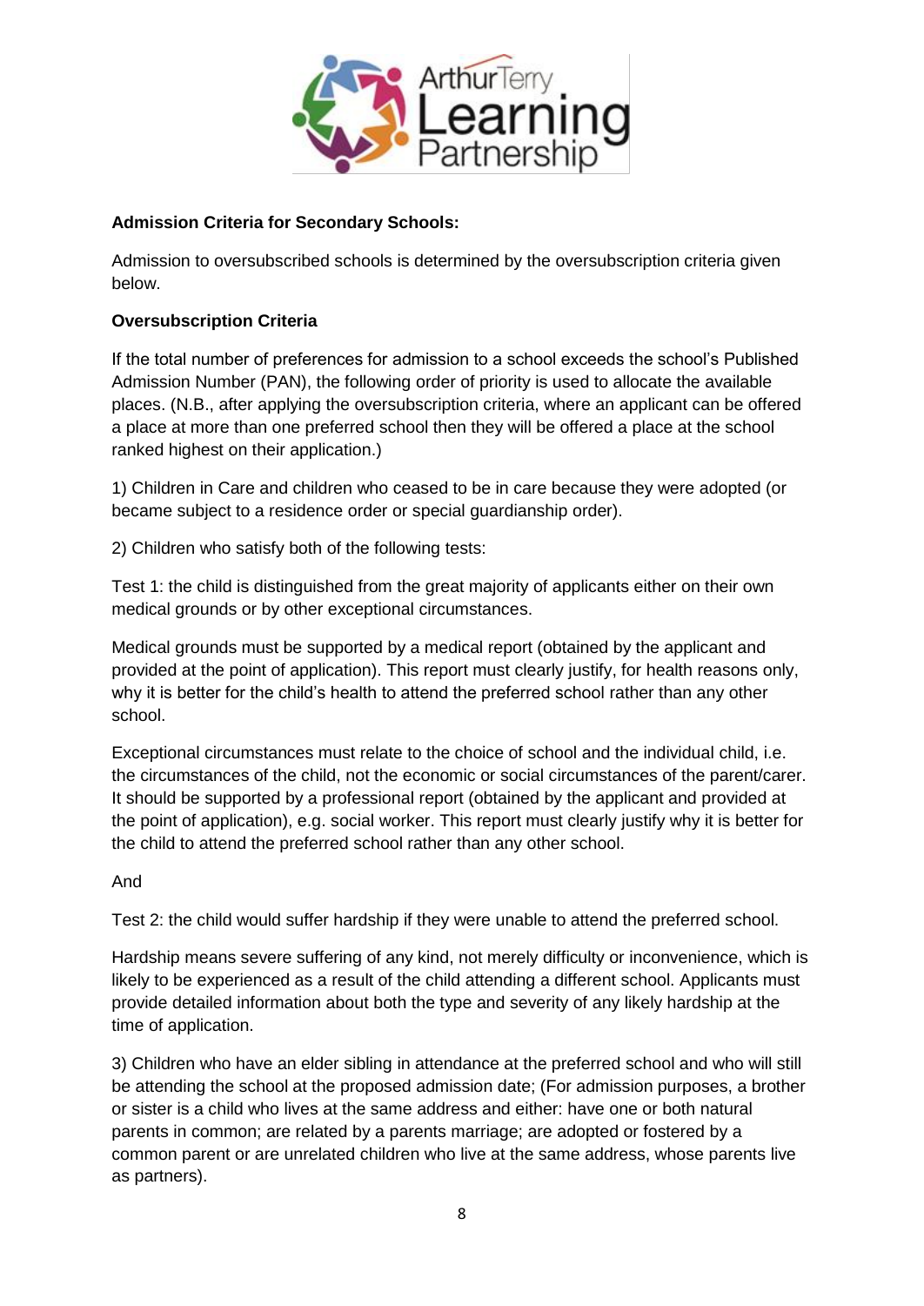**Admission Criteria for Secondary Schools:**

Admission to oversubscribed schools is determined by the oversubscription criteria given below.

**Oversubscription Criteria**

If the total number of preferences for admission to a school exceeds the school's Published Admission Number (PAN), the following order of priority is used to allocate the available places. (N.B., after applying the oversubscription criteria, where an applicant can be offered a place at more than one preferred school then they will be offered a place at the school ranked highest on their application.)

1) Children in Care and children who ceased to be in care because they were adopted (or became subject to a residence order or special guardianship order).

2) Children who satisfy both of the following tests:

Test 1: the child is distinguished from the great majority of applicants either on their own medical grounds or by other exceptional circumstances.

Medical grounds must be supported by a medical report (obtained by the applicant and provided at the point of application). This report must clearly justify, for health reasons only, why it is better for the child's health to attend the preferred school rather than any other school.

Exceptional circumstances must relate to the choice of school and the individual child, i.e. the circumstances of the child, not the economic or social circumstances of the parent/carer. It should be supported by a professional report (obtained by the applicant and provided at the point of application), e.g. social worker. This report must clearly justify why it is better for the child to attend the preferred school rather than any other school.

And

Test 2: the child would suffer hardship if they were unable to attend the preferred school.

Hardship means severe suffering of any kind, not merely difficulty or inconvenience, which is likely to be experienced as a result of the child attending a different school. Applicants must provide detailed information about both the type and severity of any likely hardship at the time of application.

3) Children who have an elder sibling in attendance at the preferred school and who will still be attending the school at the proposed admission date; (For admission purposes, a brother or sister is a child who lives at the same address and either: have one or both natural parents in common; are related by a parents marriage; are adopted or fostered by a common parent or are unrelated children who live at the same address, whose parents live as partners).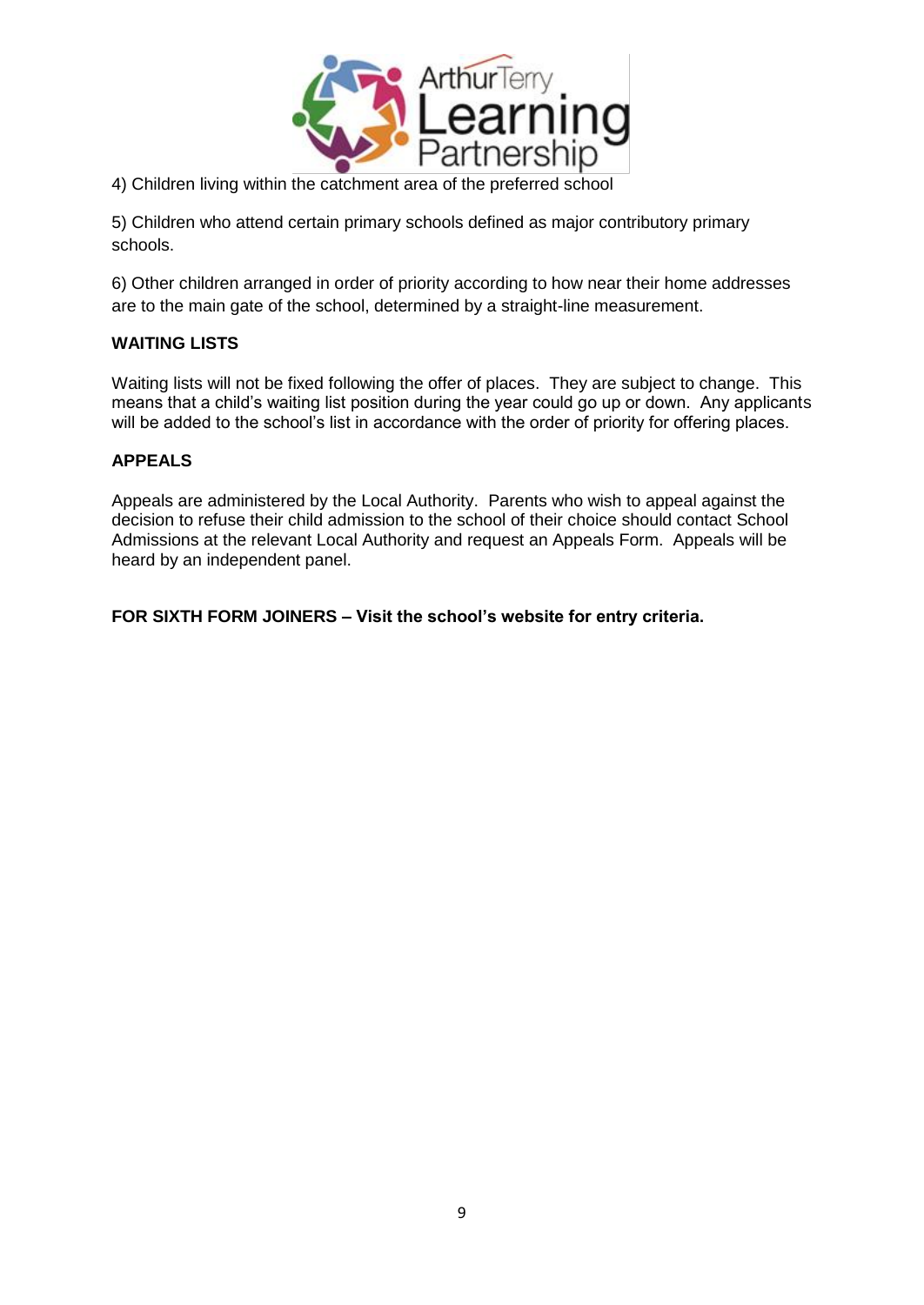4) Children living within the catchment area of the preferred school

5) Children who attend certain primary schools defined as major contributory primary schools.

6) Other children arranged in order of priority according to how near their home addresses are to the main gate of the school, determined by a straight-line measurement.

**WAITING LISTS**

Waiting lists will not be fixed following the offer of places. They are subject to change. This means that a child's waiting list position during the year could go up or down. Any applicants will be added to the school's list in accordance with the order of priority for offering places.

**APPEALS**

Appeals are administered by the Local Authority. Parents who wish to appeal against the decision to refuse their child admission to the school of their choice should contact School Admissions at the relevant Local Authority and request an Appeals Form. Appeals will be heard by an independent panel.

**FOR SIXTH FORM JOINERS – Visit the school's website for entry criteria.**